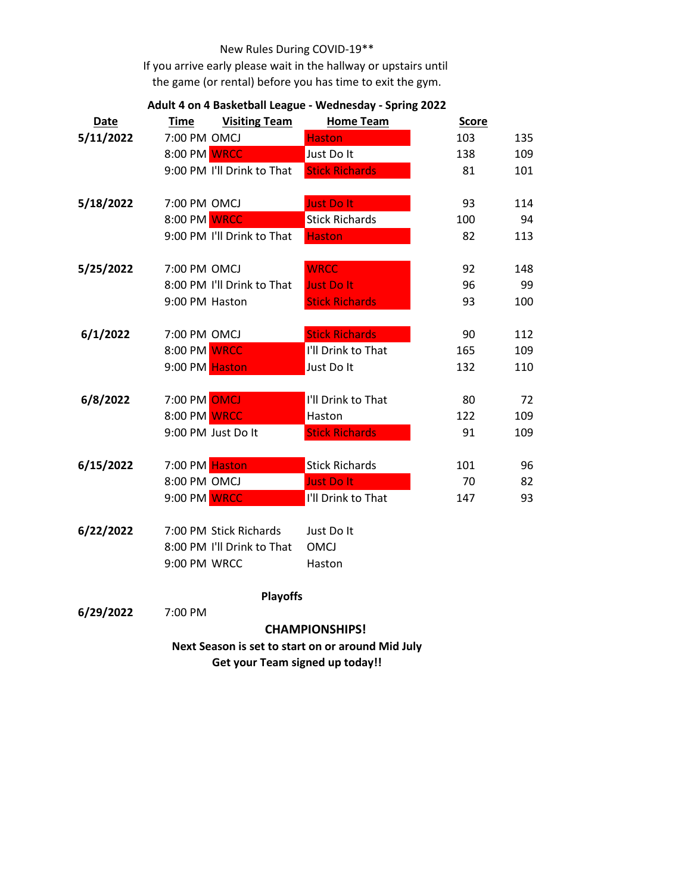New Rules During COVID-19**

If you arrive early please wait in the hallway or upstairs until the game (or rental) before you has time to exit the gym.

**Adult 4 on 4 Basketball League - Wednesday - Spring 2022**

| Date | Time | Visiting Team | Home Team | Score | |
|---|---|---|---|---|---|
| 5/11/2022 | 7:00 PM | OMCJ | Haston | 103 | 135 |
| | 8:00 PM | WRCC | Just Do It | 138 | 109 |
| | 9:00 PM | I'll Drink to That | Stick Richards | 81 | 101 |
| 5/18/2022 | 7:00 PM | OMCJ | Just Do It | 93 | 114 |
| | 8:00 PM | WRCC | Stick Richards | 100 | 94 |
| | 9:00 PM | I'll Drink to That | Haston | 82 | 113 |
| 5/25/2022 | 7:00 PM | OMCJ | WRCC | 92 | 148 |
| | 8:00 PM | I'll Drink to That | Just Do It | 96 | 99 |
| | 9:00 PM | Haston | Stick Richards | 93 | 100 |
| 6/1/2022 | 7:00 PM | OMCJ | Stick Richards | 90 | 112 |
| | 8:00 PM | WRCC | I'll Drink to That | 165 | 109 |
| | 9:00 PM | Haston | Just Do It | 132 | 110 |
| 6/8/2022 | 7:00 PM | OMCJ | I'll Drink to That | 80 | 72 |
| | 8:00 PM | WRCC | Haston | 122 | 109 |
| | 9:00 PM | Just Do It | Stick Richards | 91 | 109 |
| 6/15/2022 | 7:00 PM | Haston | Stick Richards | 101 | 96 |
| | 8:00 PM | OMCJ | Just Do It | 70 | 82 |
| | 9:00 PM | WRCC | I'll Drink to That | 147 | 93 |
| 6/22/2022 | 7:00 PM | Stick Richards | Just Do It | | |
| | 8:00 PM | I'll Drink to That | OMCJ | | |
| | 9:00 PM | WRCC | Haston | | |

**Playoffs**

| Date | Time |
|---|---|
| 6/29/2022 | 7:00 PM |

**CHAMPIONSHIPS!**

**Next Season is set to start on or around Mid July**

**Get your Team signed up today!!**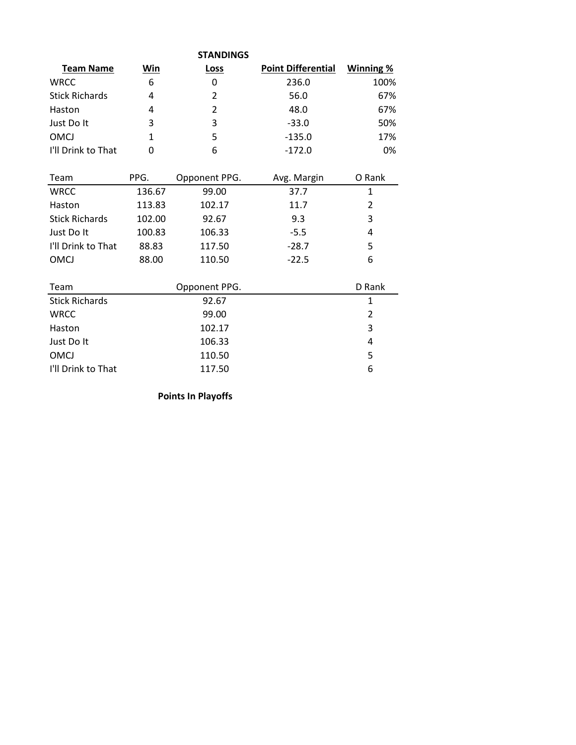**STANDINGS**

| Team Name | Win | Loss | Point Differential | Winning % |
|---|---|---|---|---|
| WRCC | 6 | 0 | 236.0 | 100% |
| Stick Richards | 4 | 2 | 56.0 | 67% |
| Haston | 4 | 2 | 48.0 | 67% |
| Just Do It | 3 | 3 | -33.0 | 50% |
| OMCJ | 1 | 5 | -135.0 | 17% |
| I'll Drink to That | 0 | 6 | -172.0 | 0% |

| Team | PPG. | Opponent PPG. | Avg. Margin | O Rank |
|---|---|---|---|---|
| WRCC | 136.67 | 99.00 | 37.7 | 1 |
| Haston | 113.83 | 102.17 | 11.7 | 2 |
| Stick Richards | 102.00 | 92.67 | 9.3 | 3 |
| Just Do It | 100.83 | 106.33 | -5.5 | 4 |
| I'll Drink to That | 88.83 | 117.50 | -28.7 | 5 |
| OMCJ | 88.00 | 110.50 | -22.5 | 6 |

| Team | Opponent PPG. | D Rank |
|---|---|---|
| Stick Richards | 92.67 | 1 |
| WRCC | 99.00 | 2 |
| Haston | 102.17 | 3 |
| Just Do It | 106.33 | 4 |
| OMCJ | 110.50 | 5 |
| I'll Drink to That | 117.50 | 6 |

**Points In Playoffs**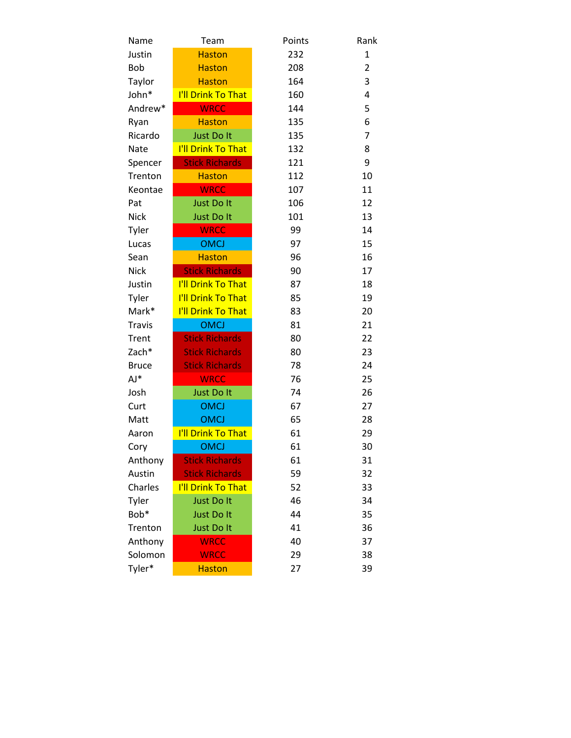| Name | Team | Points | Rank |
|---|---|---|---|
| Justin | Haston | 232 | 1 |
| Bob | Haston | 208 | 2 |
| Taylor | Haston | 164 | 3 |
| John* | I'll Drink To That | 160 | 4 |
| Andrew* | WRCC | 144 | 5 |
| Ryan | Haston | 135 | 6 |
| Ricardo | Just Do It | 135 | 7 |
| Nate | I'll Drink To That | 132 | 8 |
| Spencer | Stick Richards | 121 | 9 |
| Trenton | Haston | 112 | 10 |
| Keontae | WRCC | 107 | 11 |
| Pat | Just Do It | 106 | 12 |
| Nick | Just Do It | 101 | 13 |
| Tyler | WRCC | 99 | 14 |
| Lucas | OMCJ | 97 | 15 |
| Sean | Haston | 96 | 16 |
| Nick | Stick Richards | 90 | 17 |
| Justin | I'll Drink To That | 87 | 18 |
| Tyler | I'll Drink To That | 85 | 19 |
| Mark* | I'll Drink To That | 83 | 20 |
| Travis | OMCJ | 81 | 21 |
| Trent | Stick Richards | 80 | 22 |
| Zach* | Stick Richards | 80 | 23 |
| Bruce | Stick Richards | 78 | 24 |
| AJ* | WRCC | 76 | 25 |
| Josh | Just Do It | 74 | 26 |
| Curt | OMCJ | 67 | 27 |
| Matt | OMCJ | 65 | 28 |
| Aaron | I'll Drink To That | 61 | 29 |
| Cory | OMCJ | 61 | 30 |
| Anthony | Stick Richards | 61 | 31 |
| Austin | Stick Richards | 59 | 32 |
| Charles | I'll Drink To That | 52 | 33 |
| Tyler | Just Do It | 46 | 34 |
| Bob* | Just Do It | 44 | 35 |
| Trenton | Just Do It | 41 | 36 |
| Anthony | WRCC | 40 | 37 |
| Solomon | WRCC | 29 | 38 |
| Tyler* | Haston | 27 | 39 |